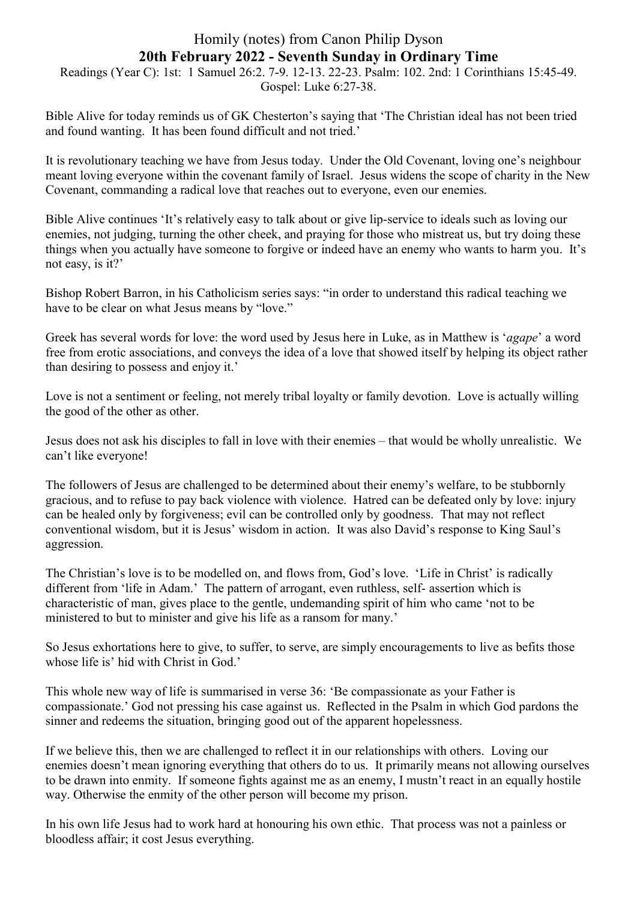# Homily (notes) from Canon Philip Dyson

## 20th February 2022 - Seventh Sunday in Ordinary Time

Readings (Year C): 1st: 1 Samuel 26:2. 7-9. 12-13. 22-23. Psalm: 102. 2nd: 1 Corinthians 15:45-49. Gospel: Luke 6:27-38.

Bible Alive for today reminds us of GK Chesterton's saying that 'The Christian ideal has not been tried and found wanting. It has been found difficult and not tried.'

It is revolutionary teaching we have from Jesus today. Under the Old Covenant, loving one's neighbour meant loving everyone within the covenant family of Israel. Jesus widens the scope of charity in the New Covenant, commanding a radical love that reaches out to everyone, even our enemies.

Bible Alive continues 'It's relatively easy to talk about or give lip-service to ideals such as loving our enemies, not judging, turning the other cheek, and praying for those who mistreat us, but try doing these things when you actually have someone to forgive or indeed have an enemy who wants to harm you. It's not easy, is it?'

Bishop Robert Barron, in his Catholicism series says: "in order to understand this radical teaching we have to be clear on what Jesus means by "love."

Greek has several words for love: the word used by Jesus here in Luke, as in Matthew is '*agape*' a word free from erotic associations, and conveys the idea of a love that showed itself by helping its object rather than desiring to possess and enjoy it.'

Love is not a sentiment or feeling, not merely tribal loyalty or family devotion. Love is actually willing the good of the other as other.

Jesus does not ask his disciples to fall in love with their enemies – that would be wholly unrealistic. We can't like everyone!

The followers of Jesus are challenged to be determined about their enemy's welfare, to be stubbornly gracious, and to refuse to pay back violence with violence. Hatred can be defeated only by love: injury can be healed only by forgiveness; evil can be controlled only by goodness. That may not reflect conventional wisdom, but it is Jesus' wisdom in action. It was also David's response to King Saul's aggression.

The Christian's love is to be modelled on, and flows from, God's love. 'Life in Christ' is radically different from 'life in Adam.' The pattern of arrogant, even ruthless, self- assertion which is characteristic of man, gives place to the gentle, undemanding spirit of him who came 'not to be ministered to but to minister and give his life as a ransom for many.'

So Jesus exhortations here to give, to suffer, to serve, are simply encouragements to live as befits those whose life is' hid with Christ in God.'

This whole new way of life is summarised in verse 36: 'Be compassionate as your Father is compassionate.' God not pressing his case against us. Reflected in the Psalm in which God pardons the sinner and redeems the situation, bringing good out of the apparent hopelessness.

If we believe this, then we are challenged to reflect it in our relationships with others. Loving our enemies doesn't mean ignoring everything that others do to us. It primarily means not allowing ourselves to be drawn into enmity. If someone fights against me as an enemy, I mustn't react in an equally hostile way. Otherwise the enmity of the other person will become my prison.

In his own life Jesus had to work hard at honouring his own ethic. That process was not a painless or bloodless affair; it cost Jesus everything.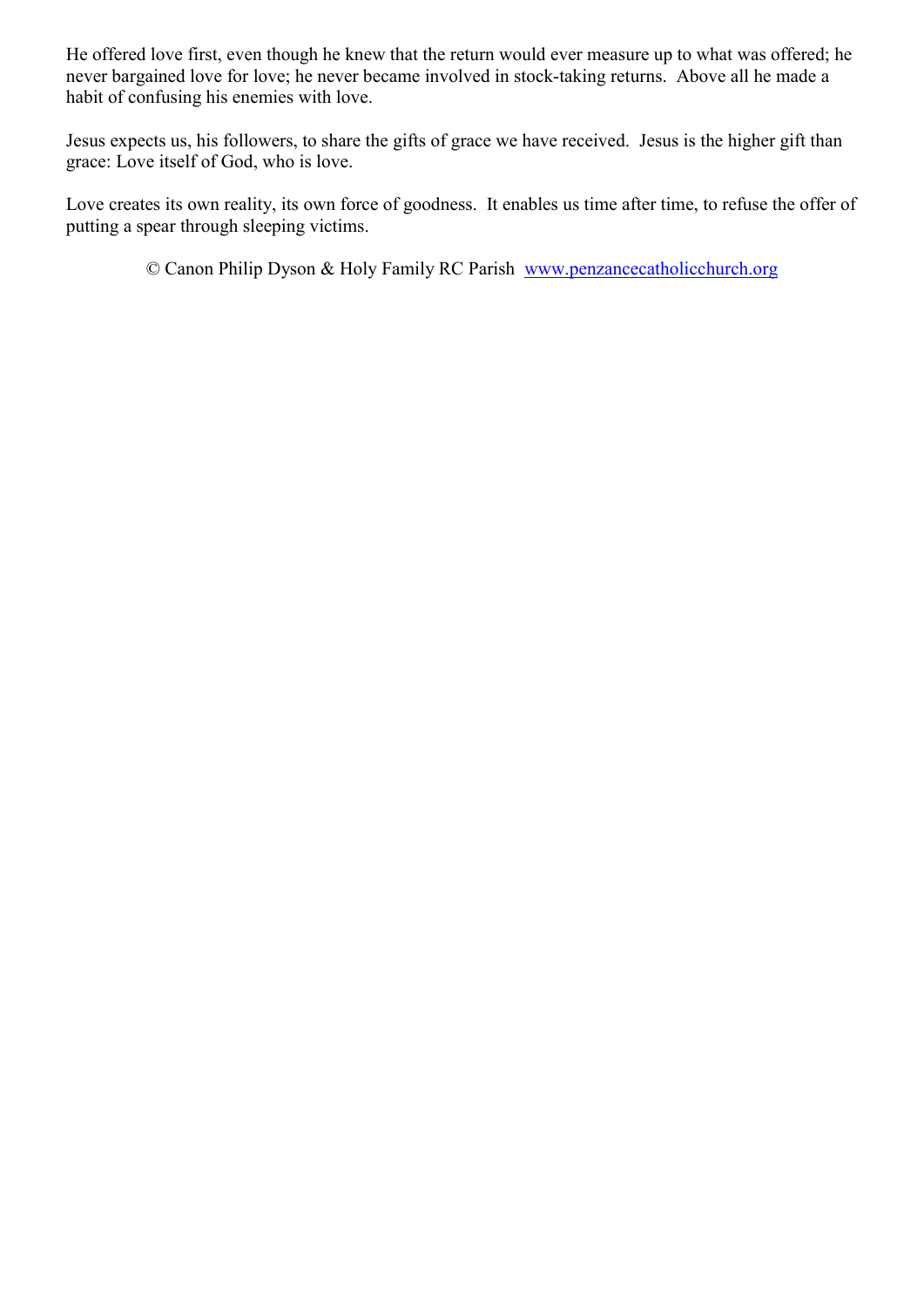He offered love first, even though he knew that the return would ever measure up to what was offered; he never bargained love for love; he never became involved in stock-taking returns. Above all he made a habit of confusing his enemies with love.

Jesus expects us, his followers, to share the gifts of grace we have received. Jesus is the higher gift than grace: Love itself of God, who is love.

Love creates its own reality, its own force of goodness. It enables us time after time, to refuse the offer of putting a spear through sleeping victims.

© Canon Philip Dyson & Holy Family RC Parish [www.penzancecatholicchurch.org](http://www.penzancecatholicchurch.org)